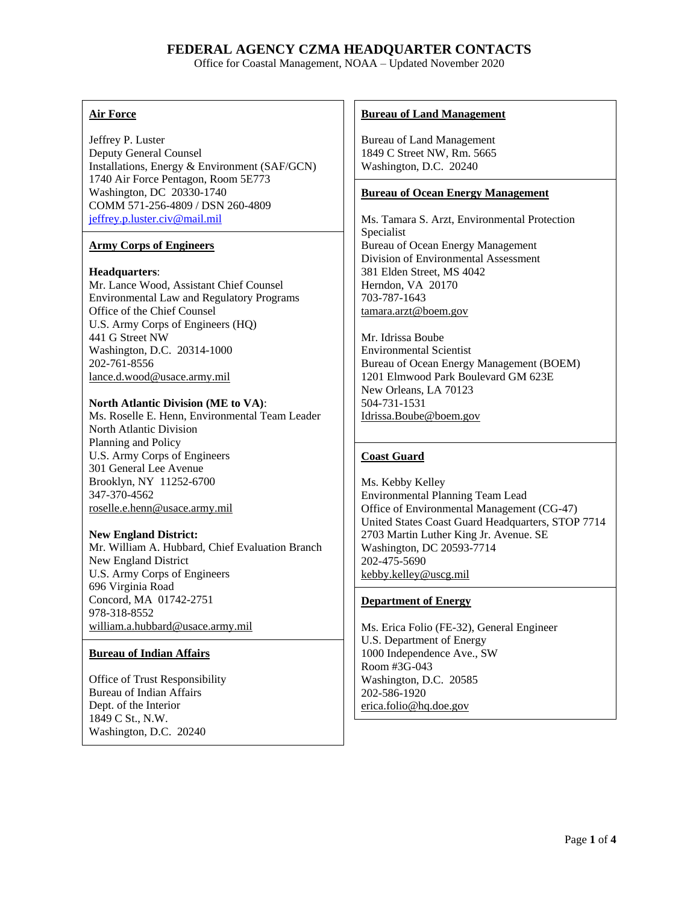# FEDERAL AGENCY CZMA HEADQUARTER CONTACTS

Office for Coastal Management, NOAA – Updated November 2020

## Air Force

Jeffrey P. Luster
Deputy General Counsel
Installations, Energy & Environment (SAF/GCN)
1740 Air Force Pentagon, Room 5E773
Washington, DC 20330-1740
COMM 571-256-4809 / DSN 260-4809
jeffrey.p.luster.civ@mail.mil

## Army Corps of Engineers

**Headquarters**:
Mr. Lance Wood, Assistant Chief Counsel
Environmental Law and Regulatory Programs
Office of the Chief Counsel
U.S. Army Corps of Engineers (HQ)
441 G Street NW
Washington, D.C. 20314-1000
202-761-8556
lance.d.wood@usace.army.mil

**North Atlantic Division (ME to VA)**:
Ms. Roselle E. Henn, Environmental Team Leader
North Atlantic Division
Planning and Policy
U.S. Army Corps of Engineers
301 General Lee Avenue
Brooklyn, NY 11252-6700
347-370-4562
roselle.e.henn@usace.army.mil

**New England District:**
Mr. William A. Hubbard, Chief Evaluation Branch
New England District
U.S. Army Corps of Engineers
696 Virginia Road
Concord, MA 01742-2751
978-318-8552
william.a.hubbard@usace.army.mil

## Bureau of Indian Affairs

Office of Trust Responsibility
Bureau of Indian Affairs
Dept. of the Interior
1849 C St., N.W.
Washington, D.C. 20240

## Bureau of Land Management

Bureau of Land Management
1849 C Street NW, Rm. 5665
Washington, D.C. 20240

## Bureau of Ocean Energy Management

Ms. Tamara S. Arzt, Environmental Protection Specialist
Bureau of Ocean Energy Management
Division of Environmental Assessment
381 Elden Street, MS 4042
Herndon, VA 20170
703-787-1643
tamara.arzt@boem.gov

Mr. Idrissa Boube
Environmental Scientist
Bureau of Ocean Energy Management (BOEM)
1201 Elmwood Park Boulevard GM 623E
New Orleans, LA 70123
504-731-1531
Idrissa.Boube@boem.gov

## Coast Guard

Ms. Kebby Kelley
Environmental Planning Team Lead
Office of Environmental Management (CG-47)
United States Coast Guard Headquarters, STOP 7714
2703 Martin Luther King Jr. Avenue. SE
Washington, DC 20593-7714
202-475-5690
kebby.kelley@uscg.mil

## Department of Energy

Ms. Erica Folio (FE-32), General Engineer
U.S. Department of Energy
1000 Independence Ave., SW
Room #3G-043
Washington, D.C. 20585
202-586-1920
erica.folio@hq.doe.gov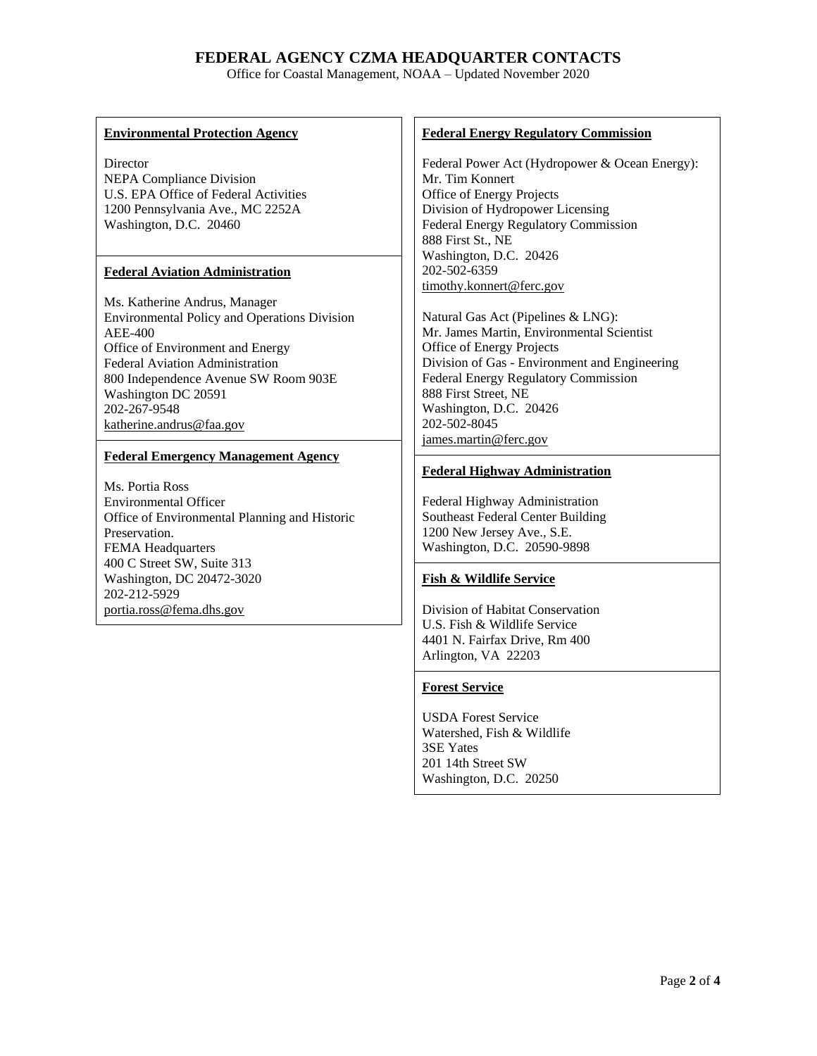# FEDERAL AGENCY CZMA HEADQUARTER CONTACTS

Office for Coastal Management, NOAA – Updated November 2020

**Environmental Protection Agency**

Director
NEPA Compliance Division
U.S. EPA Office of Federal Activities
1200 Pennsylvania Ave., MC 2252A
Washington, D.C. 20460

**Federal Aviation Administration**

Ms. Katherine Andrus, Manager
Environmental Policy and Operations Division
AEE-400
Office of Environment and Energy
Federal Aviation Administration
800 Independence Avenue SW Room 903E
Washington DC 20591
202-267-9548
katherine.andrus@faa.gov

**Federal Emergency Management Agency**

Ms. Portia Ross
Environmental Officer
Office of Environmental Planning and Historic Preservation.
FEMA Headquarters
400 C Street SW, Suite 313
Washington, DC 20472-3020
202-212-5929
portia.ross@fema.dhs.gov

**Federal Energy Regulatory Commission**

Federal Power Act (Hydropower & Ocean Energy):
Mr. Tim Konnert
Office of Energy Projects
Division of Hydropower Licensing
Federal Energy Regulatory Commission
888 First St., NE
Washington, D.C. 20426
202-502-6359
timothy.konnert@ferc.gov

Natural Gas Act (Pipelines & LNG):
Mr. James Martin, Environmental Scientist
Office of Energy Projects
Division of Gas - Environment and Engineering
Federal Energy Regulatory Commission
888 First Street, NE
Washington, D.C. 20426
202-502-8045
james.martin@ferc.gov

**Federal Highway Administration**

Federal Highway Administration
Southeast Federal Center Building
1200 New Jersey Ave., S.E.
Washington, D.C. 20590-9898

**Fish & Wildlife Service**

Division of Habitat Conservation
U.S. Fish & Wildlife Service
4401 N. Fairfax Drive, Rm 400
Arlington, VA 22203

**Forest Service**

USDA Forest Service
Watershed, Fish & Wildlife
3SE Yates
201 14th Street SW
Washington, D.C. 20250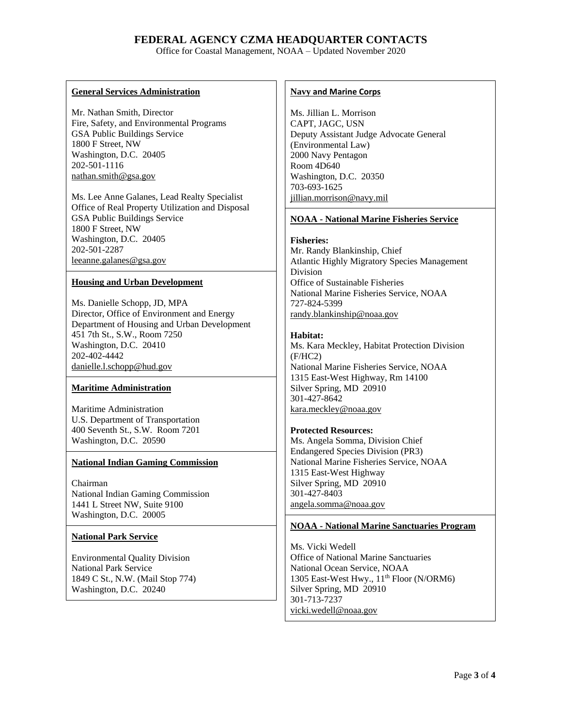# FEDERAL AGENCY CZMA HEADQUARTER CONTACTS

Office for Coastal Management, NOAA – Updated November 2020

**General Services Administration**

Mr. Nathan Smith, Director
Fire, Safety, and Environmental Programs
GSA Public Buildings Service
1800 F Street, NW
Washington, D.C. 20405
202-501-1116
nathan.smith@gsa.gov

Ms. Lee Anne Galanes, Lead Realty Specialist
Office of Real Property Utilization and Disposal
GSA Public Buildings Service
1800 F Street, NW
Washington, D.C. 20405
202-501-2287
leeanne.galanes@gsa.gov

**Housing and Urban Development**

Ms. Danielle Schopp, JD, MPA
Director, Office of Environment and Energy
Department of Housing and Urban Development
451 7th St., S.W., Room 7250
Washington, D.C. 20410
202-402-4442
danielle.l.schopp@hud.gov

**Maritime Administration**

Maritime Administration
U.S. Department of Transportation
400 Seventh St., S.W. Room 7201
Washington, D.C. 20590

**National Indian Gaming Commission**

Chairman
National Indian Gaming Commission
1441 L Street NW, Suite 9100
Washington, D.C. 20005

**National Park Service**

Environmental Quality Division
National Park Service
1849 C St., N.W. (Mail Stop 774)
Washington, D.C. 20240

**Navy and Marine Corps**

Ms. Jillian L. Morrison
CAPT, JAGC, USN
Deputy Assistant Judge Advocate General
(Environmental Law)
2000 Navy Pentagon
Room 4D640
Washington, D.C. 20350
703-693-1625
jillian.morrison@navy.mil

**NOAA - National Marine Fisheries Service**

**Fisheries:**
Mr. Randy Blankinship, Chief
Atlantic Highly Migratory Species Management Division
Office of Sustainable Fisheries
National Marine Fisheries Service, NOAA
727-824-5399
randy.blankinship@noaa.gov

**Habitat:**
Ms. Kara Meckley, Habitat Protection Division (F/HC2)
National Marine Fisheries Service, NOAA
1315 East-West Highway, Rm 14100
Silver Spring, MD 20910
301-427-8642
kara.meckley@noaa.gov

**Protected Resources:**
Ms. Angela Somma, Division Chief
Endangered Species Division (PR3)
National Marine Fisheries Service, NOAA
1315 East-West Highway
Silver Spring, MD 20910
301-427-8403
angela.somma@noaa.gov

**NOAA - National Marine Sanctuaries Program**

Ms. Vicki Wedell
Office of National Marine Sanctuaries
National Ocean Service, NOAA
1305 East-West Hwy., 11th Floor (N/ORM6)
Silver Spring, MD 20910
301-713-7237
vicki.wedell@noaa.gov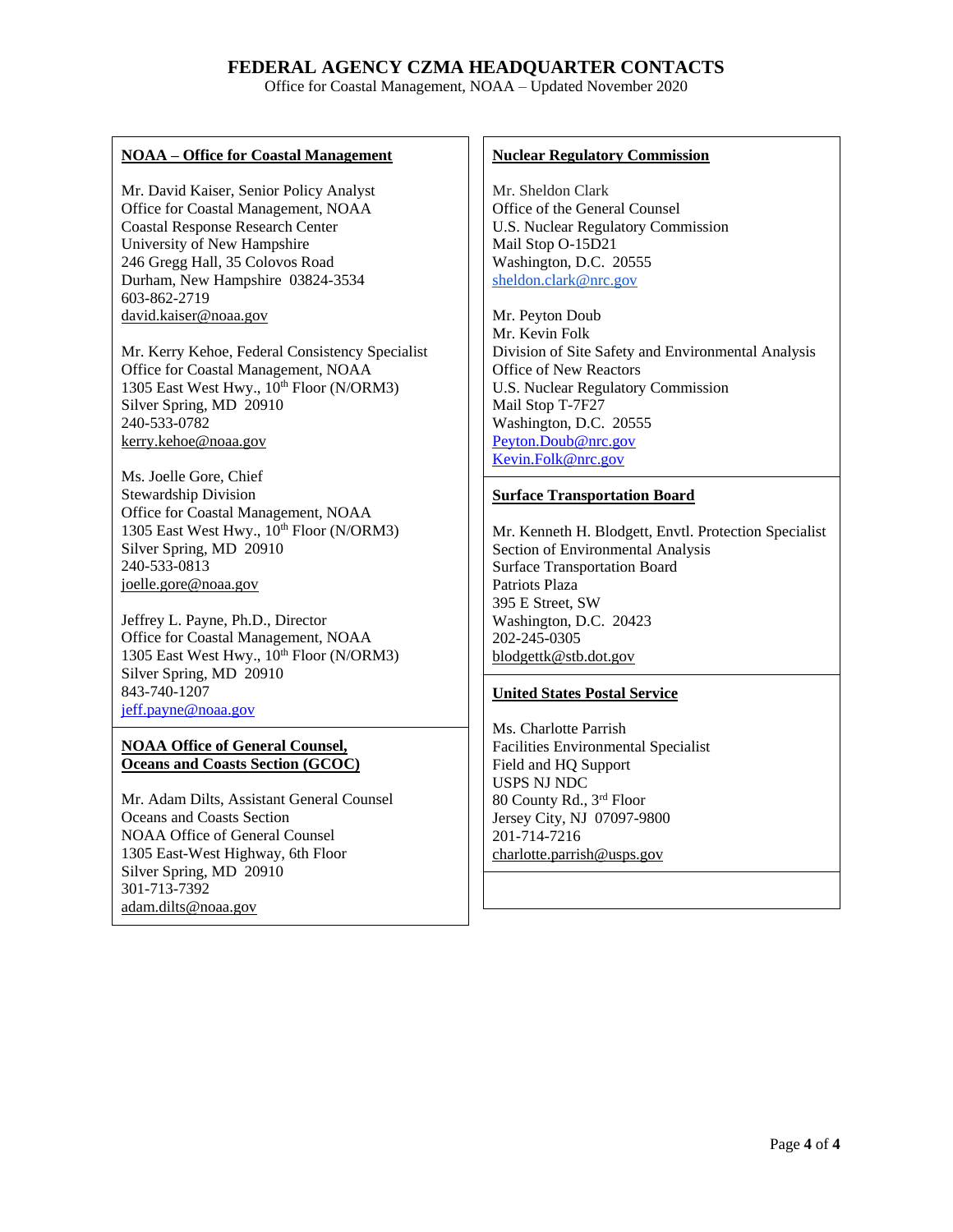# FEDERAL AGENCY CZMA HEADQUARTER CONTACTS

Office for Coastal Management, NOAA – Updated November 2020

**NOAA – Office for Coastal Management**

Mr. David Kaiser, Senior Policy Analyst
Office for Coastal Management, NOAA
Coastal Response Research Center
University of New Hampshire
246 Gregg Hall, 35 Colovos Road
Durham, New Hampshire 03824-3534
603-862-2719
david.kaiser@noaa.gov

Mr. Kerry Kehoe, Federal Consistency Specialist
Office for Coastal Management, NOAA
1305 East West Hwy., 10th Floor (N/ORM3)
Silver Spring, MD 20910
240-533-0782
kerry.kehoe@noaa.gov

Ms. Joelle Gore, Chief
Stewardship Division
Office for Coastal Management, NOAA
1305 East West Hwy., 10th Floor (N/ORM3)
Silver Spring, MD 20910
240-533-0813
joelle.gore@noaa.gov

Jeffrey L. Payne, Ph.D., Director
Office for Coastal Management, NOAA
1305 East West Hwy., 10th Floor (N/ORM3)
Silver Spring, MD 20910
843-740-1207
jeff.payne@noaa.gov

**NOAA Office of General Counsel, Oceans and Coasts Section (GCOC)**

Mr. Adam Dilts, Assistant General Counsel
Oceans and Coasts Section
NOAA Office of General Counsel
1305 East-West Highway, 6th Floor
Silver Spring, MD 20910
301-713-7392
adam.dilts@noaa.gov

**Nuclear Regulatory Commission**

Mr. Sheldon Clark
Office of the General Counsel
U.S. Nuclear Regulatory Commission
Mail Stop O-15D21
Washington, D.C. 20555
sheldon.clark@nrc.gov

Mr. Peyton Doub
Mr. Kevin Folk
Division of Site Safety and Environmental Analysis
Office of New Reactors
U.S. Nuclear Regulatory Commission
Mail Stop T-7F27
Washington, D.C. 20555
Peyton.Doub@nrc.gov
Kevin.Folk@nrc.gov

**Surface Transportation Board**

Mr. Kenneth H. Blodgett, Envtl. Protection Specialist
Section of Environmental Analysis
Surface Transportation Board
Patriots Plaza
395 E Street, SW
Washington, D.C. 20423
202-245-0305
blodgettk@stb.dot.gov

**United States Postal Service**

Ms. Charlotte Parrish
Facilities Environmental Specialist
Field and HQ Support
USPS NJ NDC
80 County Rd., 3rd Floor
Jersey City, NJ 07097-9800
201-714-7216
charlotte.parrish@usps.gov